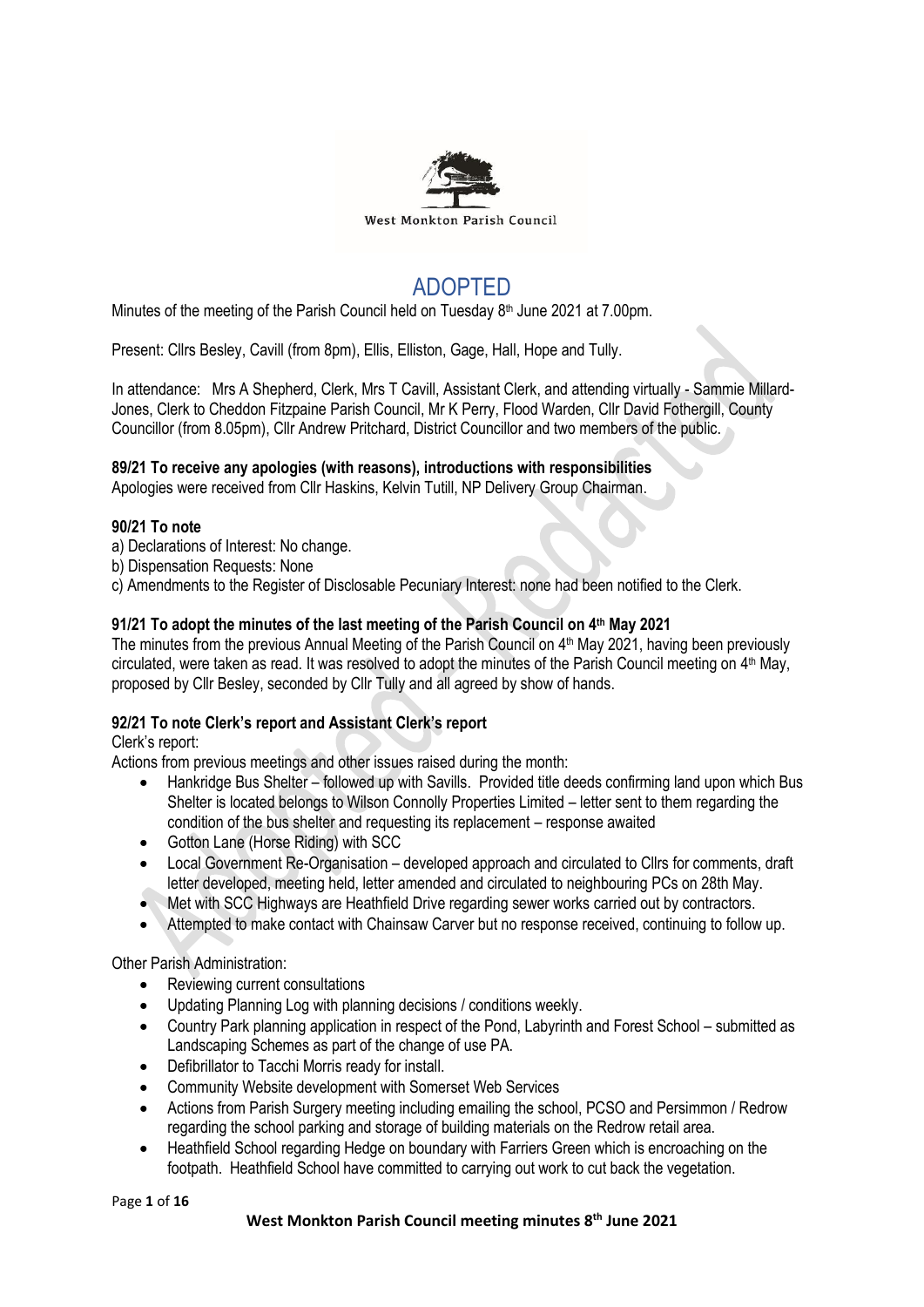West Monkton Parish Council

# ADOPTED

Minutes of the meeting of the Parish Council held on Tuesday 8th June 2021 at 7.00pm.

Present: Cllrs Besley, Cavill (from 8pm), Ellis, Elliston, Gage, Hall, Hope and Tully.

In attendance: Mrs A Shepherd, Clerk, Mrs T Cavill, Assistant Clerk, and attending virtually - Sammie Millard-Jones, Clerk to Cheddon Fitzpaine Parish Council, Mr K Perry, Flood Warden, Cllr David Fothergill, County Councillor (from 8.05pm), Cllr Andrew Pritchard, District Councillor and two members of the public.

### 89/21 To receive any apologies (with reasons), introductions with responsibilities

Apologies were received from Cllr Haskins, Kelvin Tutill, NP Delivery Group Chairman.

### 90/21 To note

a) Declarations of Interest: No change.
b) Dispensation Requests: None
c) Amendments to the Register of Disclosable Pecuniary Interest: none had been notified to the Clerk.

### 91/21 To adopt the minutes of the last meeting of the Parish Council on 4th May 2021

The minutes from the previous Annual Meeting of the Parish Council on 4th May 2021, having been previously circulated, were taken as read. It was resolved to adopt the minutes of the Parish Council meeting on 4th May, proposed by Cllr Besley, seconded by Cllr Tully and all agreed by show of hands.

### 92/21 To note Clerk's report and Assistant Clerk's report

Clerk's report:

Actions from previous meetings and other issues raised during the month:

- Hankridge Bus Shelter – followed up with Savills. Provided title deeds confirming land upon which Bus Shelter is located belongs to Wilson Connolly Properties Limited – letter sent to them regarding the condition of the bus shelter and requesting its replacement – response awaited
- Gotton Lane (Horse Riding) with SCC
- Local Government Re-Organisation – developed approach and circulated to Cllrs for comments, draft letter developed, meeting held, letter amended and circulated to neighbouring PCs on 28th May.
- Met with SCC Highways are Heathfield Drive regarding sewer works carried out by contractors.
- Attempted to make contact with Chainsaw Carver but no response received, continuing to follow up.

Other Parish Administration:

- Reviewing current consultations
- Updating Planning Log with planning decisions / conditions weekly.
- Country Park planning application in respect of the Pond, Labyrinth and Forest School – submitted as Landscaping Schemes as part of the change of use PA.
- Defibrillator to Tacchi Morris ready for install.
- Community Website development with Somerset Web Services
- Actions from Parish Surgery meeting including emailing the school, PCSO and Persimmon / Redrow regarding the school parking and storage of building materials on the Redrow retail area.
- Heathfield School regarding Hedge on boundary with Farriers Green which is encroaching on the footpath. Heathfield School have committed to carrying out work to cut back the vegetation.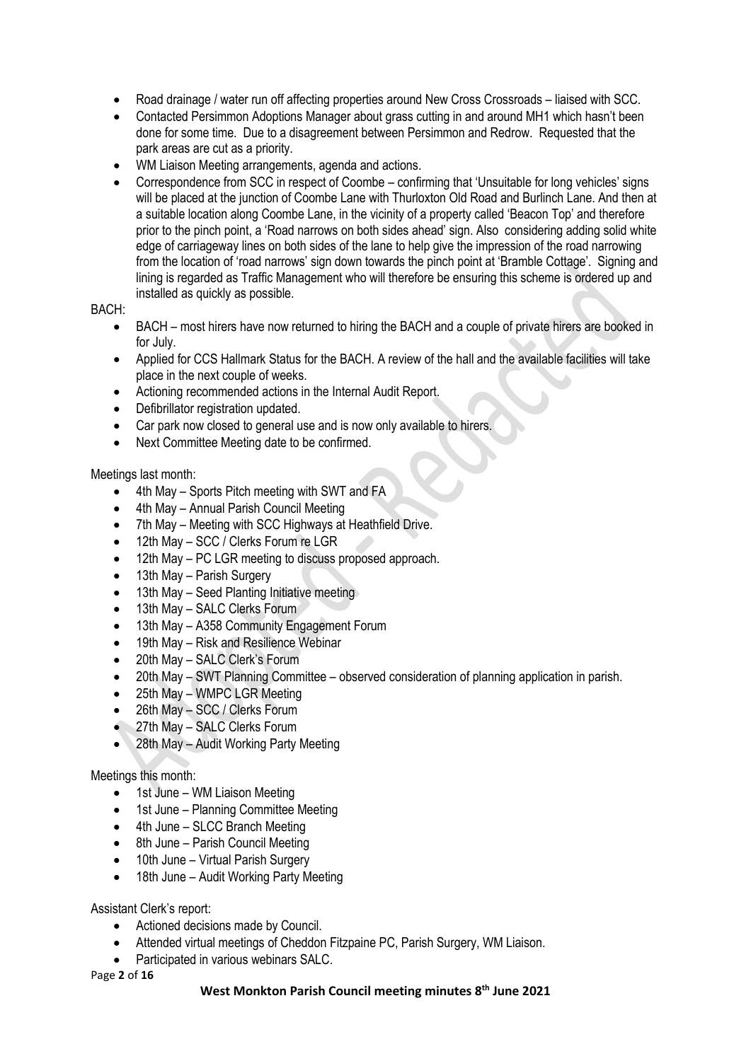- Road drainage / water run off affecting properties around New Cross Crossroads – liaised with SCC.
- Contacted Persimmon Adoptions Manager about grass cutting in and around MH1 which hasn't been done for some time. Due to a disagreement between Persimmon and Redrow. Requested that the park areas are cut as a priority.
- WM Liaison Meeting arrangements, agenda and actions.
- Correspondence from SCC in respect of Coombe – confirming that 'Unsuitable for long vehicles' signs will be placed at the junction of Coombe Lane with Thurloxton Old Road and Burlinch Lane. And then at a suitable location along Coombe Lane, in the vicinity of a property called 'Beacon Top' and therefore prior to the pinch point, a 'Road narrows on both sides ahead' sign. Also considering adding solid white edge of carriageway lines on both sides of the lane to help give the impression of the road narrowing from the location of 'road narrows' sign down towards the pinch point at 'Bramble Cottage'. Signing and lining is regarded as Traffic Management who will therefore be ensuring this scheme is ordered up and installed as quickly as possible.

BACH:

- BACH – most hirers have now returned to hiring the BACH and a couple of private hirers are booked in for July.
- Applied for CCS Hallmark Status for the BACH. A review of the hall and the available facilities will take place in the next couple of weeks.
- Actioning recommended actions in the Internal Audit Report.
- Defibrillator registration updated.
- Car park now closed to general use and is now only available to hirers.
- Next Committee Meeting date to be confirmed.

Meetings last month:

- 4th May – Sports Pitch meeting with SWT and FA
- 4th May – Annual Parish Council Meeting
- 7th May – Meeting with SCC Highways at Heathfield Drive.
- 12th May – SCC / Clerks Forum re LGR
- 12th May – PC LGR meeting to discuss proposed approach.
- 13th May – Parish Surgery
- 13th May – Seed Planting Initiative meeting
- 13th May – SALC Clerks Forum
- 13th May – A358 Community Engagement Forum
- 19th May – Risk and Resilience Webinar
- 20th May – SALC Clerk's Forum
- 20th May – SWT Planning Committee – observed consideration of planning application in parish.
- 25th May – WMPC LGR Meeting
- 26th May – SCC / Clerks Forum
- 27th May – SALC Clerks Forum
- 28th May – Audit Working Party Meeting

Meetings this month:

- 1st June – WM Liaison Meeting
- 1st June – Planning Committee Meeting
- 4th June – SLCC Branch Meeting
- 8th June – Parish Council Meeting
- 10th June – Virtual Parish Surgery
- 18th June – Audit Working Party Meeting

Assistant Clerk's report:

- Actioned decisions made by Council.
- Attended virtual meetings of Cheddon Fitzpaine PC, Parish Surgery, WM Liaison.
- Participated in various webinars SALC.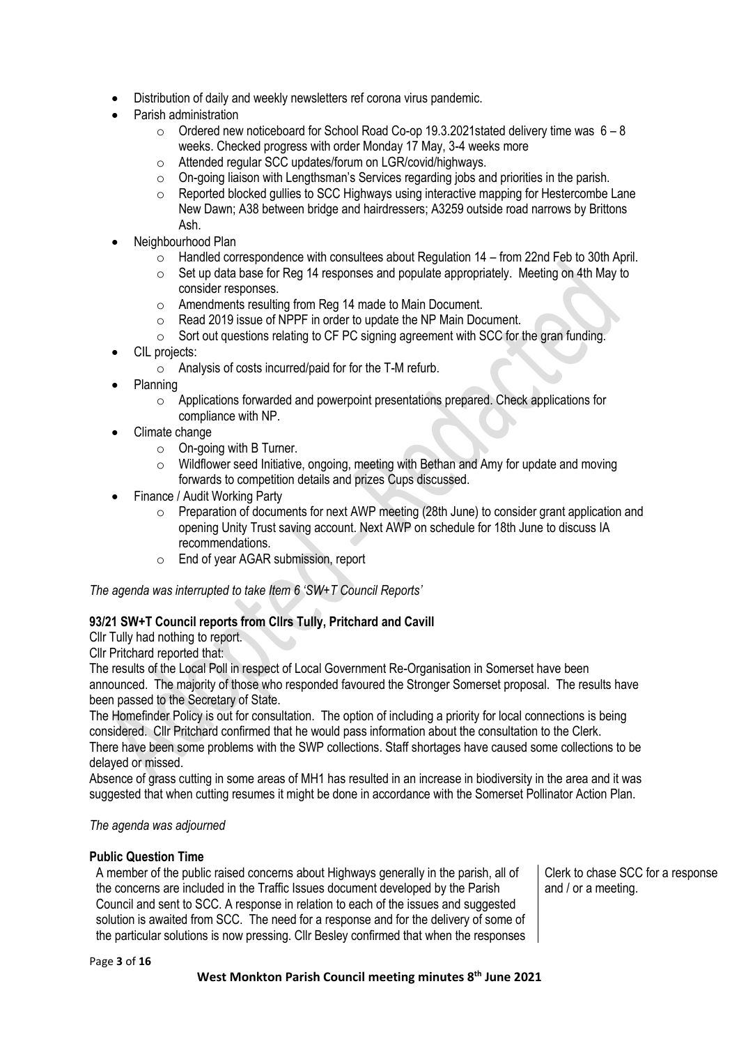- Distribution of daily and weekly newsletters ref corona virus pandemic.
- Parish administration
  - Ordered new noticeboard for School Road Co-op 19.3.2021stated delivery time was 6 – 8 weeks. Checked progress with order Monday 17 May, 3-4 weeks more
  - Attended regular SCC updates/forum on LGR/covid/highways.
  - On-going liaison with Lengthsman's Services regarding jobs and priorities in the parish.
  - Reported blocked gullies to SCC Highways using interactive mapping for Hestercombe Lane New Dawn; A38 between bridge and hairdressers; A3259 outside road narrows by Brittons Ash.
- Neighbourhood Plan
  - Handled correspondence with consultees about Regulation 14 – from 22nd Feb to 30th April.
  - Set up data base for Reg 14 responses and populate appropriately. Meeting on 4th May to consider responses.
  - Amendments resulting from Reg 14 made to Main Document.
  - Read 2019 issue of NPPF in order to update the NP Main Document.
  - Sort out questions relating to CF PC signing agreement with SCC for the gran funding.
- CIL projects:
  - Analysis of costs incurred/paid for for the T-M refurb.
- Planning
  - Applications forwarded and powerpoint presentations prepared. Check applications for compliance with NP.
- Climate change
  - On-going with B Turner.
  - Wildflower seed Initiative, ongoing, meeting with Bethan and Amy for update and moving forwards to competition details and prizes Cups discussed.
- Finance / Audit Working Party
  - Preparation of documents for next AWP meeting (28th June) to consider grant application and opening Unity Trust saving account. Next AWP on schedule for 18th June to discuss IA recommendations.
  - End of year AGAR submission, report

*The agenda was interrupted to take Item 6 'SW+T Council Reports'*

**93/21 SW+T Council reports from Cllrs Tully, Pritchard and Cavill**

Cllr Tully had nothing to report.

Cllr Pritchard reported that:

The results of the Local Poll in respect of Local Government Re-Organisation in Somerset have been announced. The majority of those who responded favoured the Stronger Somerset proposal. The results have been passed to the Secretary of State.

The Homefinder Policy is out for consultation. The option of including a priority for local connections is being considered. Cllr Pritchard confirmed that he would pass information about the consultation to the Clerk.

There have been some problems with the SWP collections. Staff shortages have caused some collections to be delayed or missed.

Absence of grass cutting in some areas of MH1 has resulted in an increase in biodiversity in the area and it was suggested that when cutting resumes it might be done in accordance with the Somerset Pollinator Action Plan.

*The agenda was adjourned*

**Public Question Time**

| | |
|---|---|
| A member of the public raised concerns about Highways generally in the parish, all of the concerns are included in the Traffic Issues document developed by the Parish Council and sent to SCC. A response in relation to each of the issues and suggested solution is awaited from SCC. The need for a response and for the delivery of some of the particular solutions is now pressing. Cllr Besley confirmed that when the responses | Clerk to chase SCC for a response and / or a meeting. |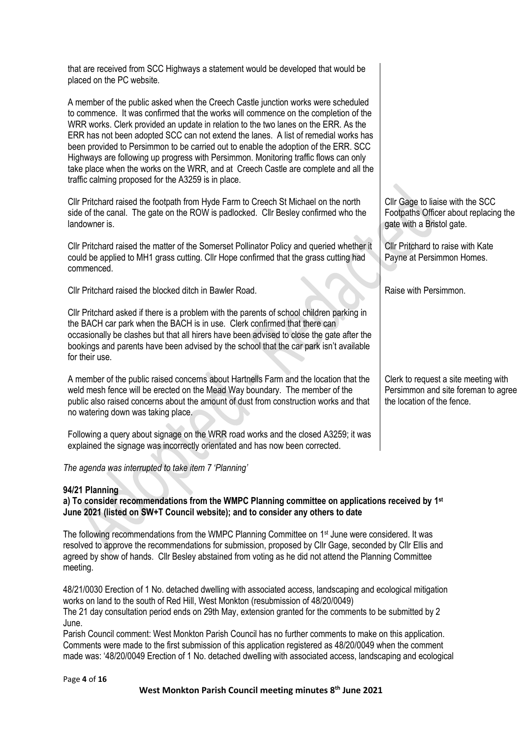| | |
|---|---|
| that are received from SCC Highways a statement would be developed that would be placed on the PC website. | |
| A member of the public asked when the Creech Castle junction works were scheduled to commence. It was confirmed that the works will commence on the completion of the WRR works. Clerk provided an update in relation to the two lanes on the ERR. As the ERR has not been adopted SCC can not extend the lanes. A list of remedial works has been provided to Persimmon to be carried out to enable the adoption of the ERR. SCC Highways are following up progress with Persimmon. Monitoring traffic flows can only take place when the works on the WRR, and at Creech Castle are complete and all the traffic calming proposed for the A3259 is in place. | |
| Cllr Pritchard raised the footpath from Hyde Farm to Creech St Michael on the north side of the canal. The gate on the ROW is padlocked. Cllr Besley confirmed who the landowner is. | Cllr Gage to liaise with the SCC Footpaths Officer about replacing the gate with a Bristol gate. |
| Cllr Pritchard raised the matter of the Somerset Pollinator Policy and queried whether it could be applied to MH1 grass cutting. Cllr Hope confirmed that the grass cutting had commenced. | Cllr Pritchard to raise with Kate Payne at Persimmon Homes. |
| Cllr Pritchard raised the blocked ditch in Bawler Road. | Raise with Persimmon. |
| Cllr Pritchard asked if there is a problem with the parents of school children parking in the BACH car park when the BACH is in use. Clerk confirmed that there can occasionally be clashes but that all hirers have been advised to close the gate after the bookings and parents have been advised by the school that the car park isn't available for their use. | |
| A member of the public raised concerns about Hartnells Farm and the location that the weld mesh fence will be erected on the Mead Way boundary. The member of the public also raised concerns about the amount of dust from construction works and that no watering down was taking place. | Clerk to request a site meeting with Persimmon and site foreman to agree the location of the fence. |
| Following a query about signage on the WRR road works and the closed A3259; it was explained the signage was incorrectly orientated and has now been corrected. | |

*The agenda was interrupted to take item 7 'Planning'*

**94/21 Planning**

**a) To consider recommendations from the WMPC Planning committee on applications received by 1st June 2021 (listed on SW+T Council website); and to consider any others to date**

The following recommendations from the WMPC Planning Committee on 1st June were considered. It was resolved to approve the recommendations for submission, proposed by Cllr Gage, seconded by Cllr Ellis and agreed by show of hands. Cllr Besley abstained from voting as he did not attend the Planning Committee meeting.

48/21/0030 Erection of 1 No. detached dwelling with associated access, landscaping and ecological mitigation works on land to the south of Red Hill, West Monkton (resubmission of 48/20/0049)
The 21 day consultation period ends on 29th May, extension granted for the comments to be submitted by 2 June.
Parish Council comment: West Monkton Parish Council has no further comments to make on this application. Comments were made to the first submission of this application registered as 48/20/0049 when the comment made was: '48/20/0049 Erection of 1 No. detached dwelling with associated access, landscaping and ecological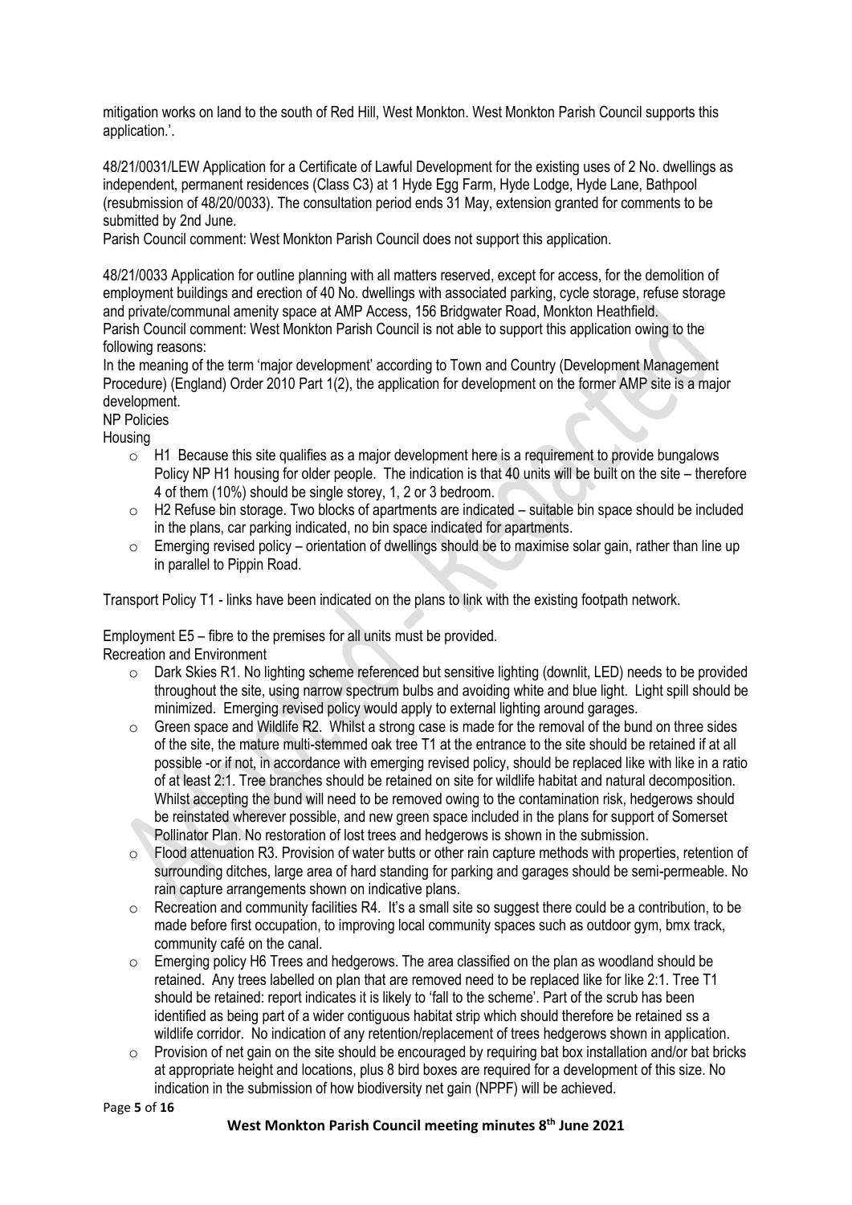mitigation works on land to the south of Red Hill, West Monkton. West Monkton Parish Council supports this application.'.

48/21/0031/LEW Application for a Certificate of Lawful Development for the existing uses of 2 No. dwellings as independent, permanent residences (Class C3) at 1 Hyde Egg Farm, Hyde Lodge, Hyde Lane, Bathpool (resubmission of 48/20/0033). The consultation period ends 31 May, extension granted for comments to be submitted by 2nd June.
Parish Council comment: West Monkton Parish Council does not support this application.

48/21/0033 Application for outline planning with all matters reserved, except for access, for the demolition of employment buildings and erection of 40 No. dwellings with associated parking, cycle storage, refuse storage and private/communal amenity space at AMP Access, 156 Bridgwater Road, Monkton Heathfield.
Parish Council comment: West Monkton Parish Council is not able to support this application owing to the following reasons:
In the meaning of the term 'major development' according to Town and Country (Development Management Procedure) (England) Order 2010 Part 1(2), the application for development on the former AMP site is a major development.
NP Policies
Housing

- H1 Because this site qualifies as a major development here is a requirement to provide bungalows Policy NP H1 housing for older people. The indication is that 40 units will be built on the site – therefore 4 of them (10%) should be single storey, 1, 2 or 3 bedroom.
- H2 Refuse bin storage. Two blocks of apartments are indicated – suitable bin space should be included in the plans, car parking indicated, no bin space indicated for apartments.
- Emerging revised policy – orientation of dwellings should be to maximise solar gain, rather than line up in parallel to Pippin Road.

Transport Policy T1 - links have been indicated on the plans to link with the existing footpath network.

Employment E5 – fibre to the premises for all units must be provided.
Recreation and Environment

- Dark Skies R1. No lighting scheme referenced but sensitive lighting (downlit, LED) needs to be provided throughout the site, using narrow spectrum bulbs and avoiding white and blue light. Light spill should be minimized. Emerging revised policy would apply to external lighting around garages.
- Green space and Wildlife R2. Whilst a strong case is made for the removal of the bund on three sides of the site, the mature multi-stemmed oak tree T1 at the entrance to the site should be retained if at all possible -or if not, in accordance with emerging revised policy, should be replaced like with like in a ratio of at least 2:1. Tree branches should be retained on site for wildlife habitat and natural decomposition. Whilst accepting the bund will need to be removed owing to the contamination risk, hedgerows should be reinstated wherever possible, and new green space included in the plans for support of Somerset Pollinator Plan. No restoration of lost trees and hedgerows is shown in the submission.
- Flood attenuation R3. Provision of water butts or other rain capture methods with properties, retention of surrounding ditches, large area of hard standing for parking and garages should be semi-permeable. No rain capture arrangements shown on indicative plans.
- Recreation and community facilities R4. It's a small site so suggest there could be a contribution, to be made before first occupation, to improving local community spaces such as outdoor gym, bmx track, community café on the canal.
- Emerging policy H6 Trees and hedgerows. The area classified on the plan as woodland should be retained. Any trees labelled on plan that are removed need to be replaced like for like 2:1. Tree T1 should be retained: report indicates it is likely to 'fall to the scheme'. Part of the scrub has been identified as being part of a wider contiguous habitat strip which should therefore be retained ss a wildlife corridor. No indication of any retention/replacement of trees hedgerows shown in application.
- Provision of net gain on the site should be encouraged by requiring bat box installation and/or bat bricks at appropriate height and locations, plus 8 bird boxes are required for a development of this size. No indication in the submission of how biodiversity net gain (NPPF) will be achieved.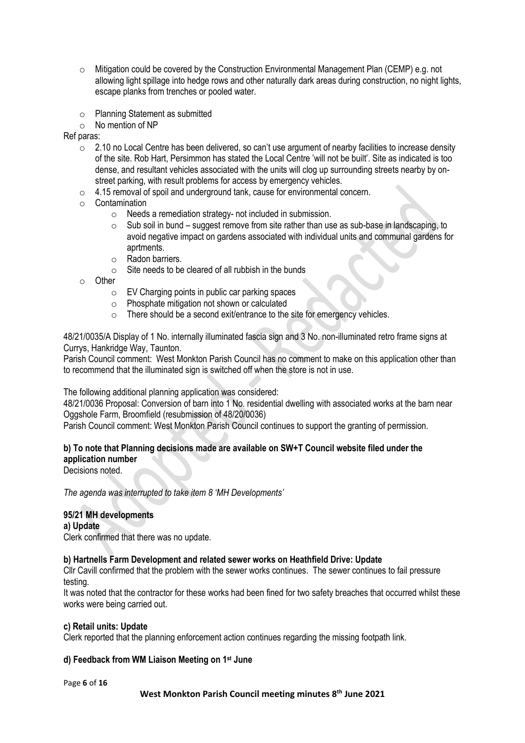- Mitigation could be covered by the Construction Environmental Management Plan (CEMP) e.g. not allowing light spillage into hedge rows and other naturally dark areas during construction, no night lights, escape planks from trenches or pooled water.
- Planning Statement as submitted
- No mention of NP

Ref paras:

- 2.10 no Local Centre has been delivered, so can't use argument of nearby facilities to increase density of the site. Rob Hart, Persimmon has stated the Local Centre 'will not be built'. Site as indicated is too dense, and resultant vehicles associated with the units will clog up surrounding streets nearby by on-street parking, with result problems for access by emergency vehicles.
- 4.15 removal of spoil and underground tank, cause for environmental concern.
- Contamination
    - Needs a remediation strategy- not included in submission.
    - Sub soil in bund – suggest remove from site rather than use as sub-base in landscaping, to avoid negative impact on gardens associated with individual units and communal gardens for aprtments.
    - Radon barriers.
    - Site needs to be cleared of all rubbish in the bunds
- Other
    - EV Charging points in public car parking spaces
    - Phosphate mitigation not shown or calculated
    - There should be a second exit/entrance to the site for emergency vehicles.

48/21/0035/A Display of 1 No. internally illuminated fascia sign and 3 No. non-illuminated retro frame signs at Currys, Hankridge Way, Taunton.
Parish Council comment: West Monkton Parish Council has no comment to make on this application other than to recommend that the illuminated sign is switched off when the store is not in use.

The following additional planning application was considered:
48/21/0036 Proposal: Conversion of barn into 1 No. residential dwelling with associated works at the barn near Oggshole Farm, Broomfield (resubmission of 48/20/0036)
Parish Council comment: West Monkton Parish Council continues to support the granting of permission.

**b) To note that Planning decisions made are available on SW+T Council website filed under the application number**
Decisions noted.

*The agenda was interrupted to take item 8 'MH Developments'*

**95/21 MH developments**

**a) Update**
Clerk confirmed that there was no update.

**b) Hartnells Farm Development and related sewer works on Heathfield Drive: Update**
Cllr Cavill confirmed that the problem with the sewer works continues. The sewer continues to fail pressure testing.
It was noted that the contractor for these works had been fined for two safety breaches that occurred whilst these works were being carried out.

**c) Retail units: Update**
Clerk reported that the planning enforcement action continues regarding the missing footpath link.

**d) Feedback from WM Liaison Meeting on 1st June**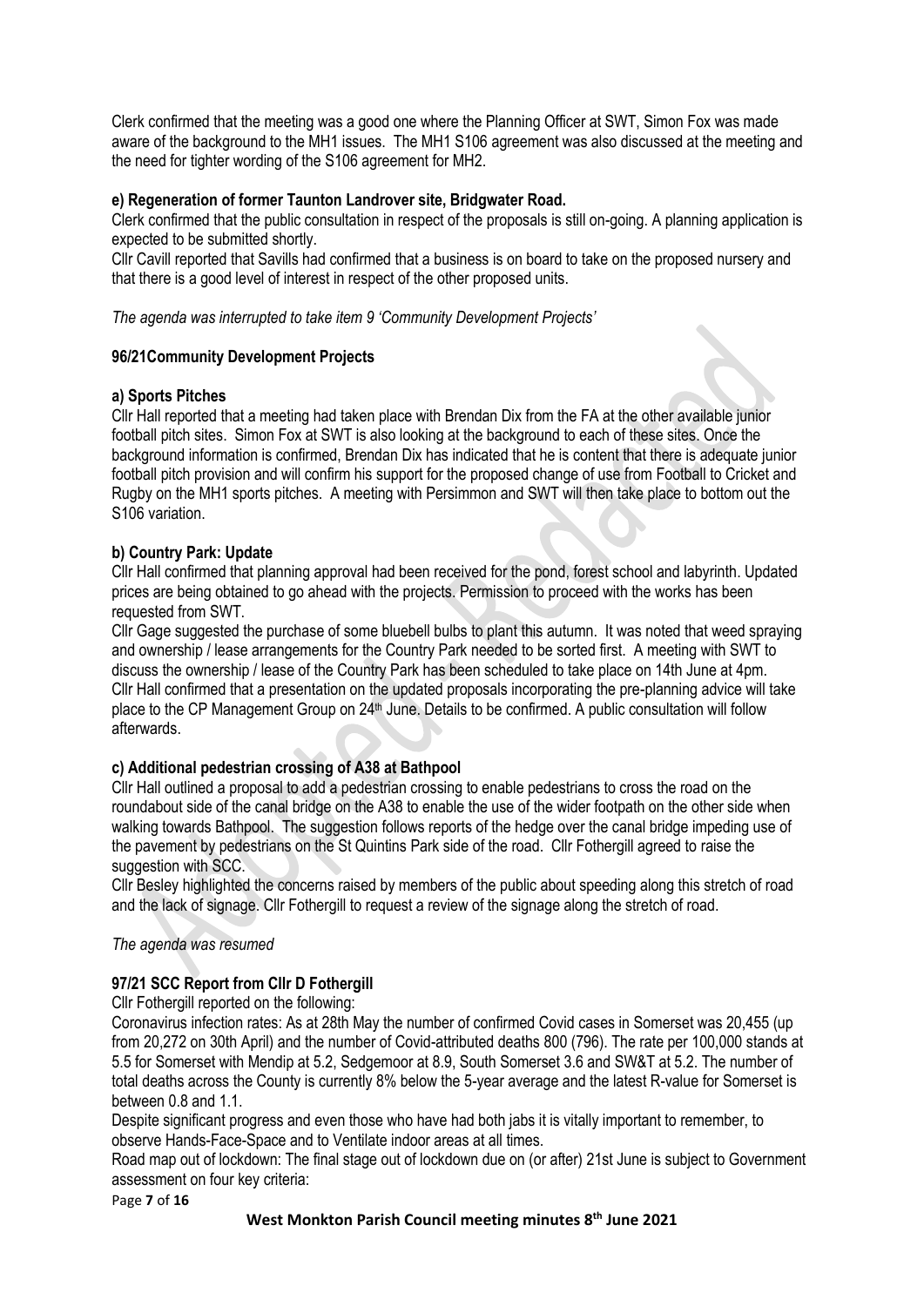Clerk confirmed that the meeting was a good one where the Planning Officer at SWT, Simon Fox was made aware of the background to the MH1 issues. The MH1 S106 agreement was also discussed at the meeting and the need for tighter wording of the S106 agreement for MH2.

**e) Regeneration of former Taunton Landrover site, Bridgwater Road.**

Clerk confirmed that the public consultation in respect of the proposals is still on-going. A planning application is expected to be submitted shortly.

Cllr Cavill reported that Savills had confirmed that a business is on board to take on the proposed nursery and that there is a good level of interest in respect of the other proposed units.

*The agenda was interrupted to take item 9 'Community Development Projects'*

**96/21Community Development Projects**

**a) Sports Pitches**

Cllr Hall reported that a meeting had taken place with Brendan Dix from the FA at the other available junior football pitch sites. Simon Fox at SWT is also looking at the background to each of these sites. Once the background information is confirmed, Brendan Dix has indicated that he is content that there is adequate junior football pitch provision and will confirm his support for the proposed change of use from Football to Cricket and Rugby on the MH1 sports pitches. A meeting with Persimmon and SWT will then take place to bottom out the S106 variation.

**b) Country Park: Update**

Cllr Hall confirmed that planning approval had been received for the pond, forest school and labyrinth. Updated prices are being obtained to go ahead with the projects. Permission to proceed with the works has been requested from SWT.

Cllr Gage suggested the purchase of some bluebell bulbs to plant this autumn. It was noted that weed spraying and ownership / lease arrangements for the Country Park needed to be sorted first. A meeting with SWT to discuss the ownership / lease of the Country Park has been scheduled to take place on 14th June at 4pm.

Cllr Hall confirmed that a presentation on the updated proposals incorporating the pre-planning advice will take place to the CP Management Group on 24th June. Details to be confirmed. A public consultation will follow afterwards.

**c) Additional pedestrian crossing of A38 at Bathpool**

Cllr Hall outlined a proposal to add a pedestrian crossing to enable pedestrians to cross the road on the roundabout side of the canal bridge on the A38 to enable the use of the wider footpath on the other side when walking towards Bathpool. The suggestion follows reports of the hedge over the canal bridge impeding use of the pavement by pedestrians on the St Quintins Park side of the road. Cllr Fothergill agreed to raise the suggestion with SCC.

Cllr Besley highlighted the concerns raised by members of the public about speeding along this stretch of road and the lack of signage. Cllr Fothergill to request a review of the signage along the stretch of road.

*The agenda was resumed*

**97/21 SCC Report from Cllr D Fothergill**

Cllr Fothergill reported on the following:

Coronavirus infection rates: As at 28th May the number of confirmed Covid cases in Somerset was 20,455 (up from 20,272 on 30th April) and the number of Covid-attributed deaths 800 (796). The rate per 100,000 stands at 5.5 for Somerset with Mendip at 5.2, Sedgemoor at 8.9, South Somerset 3.6 and SW&T at 5.2. The number of total deaths across the County is currently 8% below the 5-year average and the latest R-value for Somerset is between 0.8 and 1.1.

Despite significant progress and even those who have had both jabs it is vitally important to remember, to observe Hands-Face-Space and to Ventilate indoor areas at all times.

Road map out of lockdown: The final stage out of lockdown due on (or after) 21st June is subject to Government assessment on four key criteria: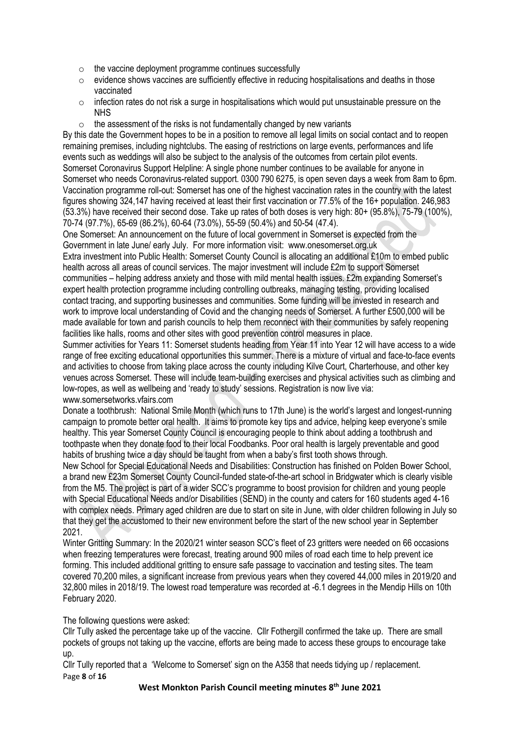- the vaccine deployment programme continues successfully
- evidence shows vaccines are sufficiently effective in reducing hospitalisations and deaths in those vaccinated
- infection rates do not risk a surge in hospitalisations which would put unsustainable pressure on the NHS
- the assessment of the risks is not fundamentally changed by new variants

By this date the Government hopes to be in a position to remove all legal limits on social contact and to reopen remaining premises, including nightclubs. The easing of restrictions on large events, performances and life events such as weddings will also be subject to the analysis of the outcomes from certain pilot events.

Somerset Coronavirus Support Helpline: A single phone number continues to be available for anyone in Somerset who needs Coronavirus-related support. 0300 790 6275, is open seven days a week from 8am to 6pm.

Vaccination programme roll-out: Somerset has one of the highest vaccination rates in the country with the latest figures showing 324,147 having received at least their first vaccination or 77.5% of the 16+ population. 246,983 (53.3%) have received their second dose. Take up rates of both doses is very high: 80+ (95.8%), 75-79 (100%), 70-74 (97.7%), 65-69 (86.2%), 60-64 (73.0%), 55-59 (50.4%) and 50-54 (47.4).

One Somerset: An announcement on the future of local government in Somerset is expected from the Government in late June/ early July. For more information visit: www.onesomerset.org.uk

Extra investment into Public Health: Somerset County Council is allocating an additional £10m to embed public health across all areas of council services. The major investment will include £2m to support Somerset communities – helping address anxiety and those with mild mental health issues. £2m expanding Somerset's expert health protection programme including controlling outbreaks, managing testing, providing localised contact tracing, and supporting businesses and communities. Some funding will be invested in research and work to improve local understanding of Covid and the changing needs of Somerset. A further £500,000 will be made available for town and parish councils to help them reconnect with their communities by safely reopening facilities like halls, rooms and other sites with good prevention control measures in place.

Summer activities for Years 11: Somerset students heading from Year 11 into Year 12 will have access to a wide range of free exciting educational opportunities this summer. There is a mixture of virtual and face-to-face events and activities to choose from taking place across the county including Kilve Court, Charterhouse, and other key venues across Somerset. These will include team-building exercises and physical activities such as climbing and low-ropes, as well as wellbeing and 'ready to study' sessions. Registration is now live via: www.somersetworks.vfairs.com

Donate a toothbrush: National Smile Month (which runs to 17th June) is the world's largest and longest-running campaign to promote better oral health. It aims to promote key tips and advice, helping keep everyone's smile healthy. This year Somerset County Council is encouraging people to think about adding a toothbrush and toothpaste when they donate food to their local Foodbanks. Poor oral health is largely preventable and good habits of brushing twice a day should be taught from when a baby's first tooth shows through.

New School for Special Educational Needs and Disabilities: Construction has finished on Polden Bower School, a brand new £23m Somerset County Council-funded state-of-the-art school in Bridgwater which is clearly visible from the M5. The project is part of a wider SCC's programme to boost provision for children and young people with Special Educational Needs and/or Disabilities (SEND) in the county and caters for 160 students aged 4-16 with complex needs. Primary aged children are due to start on site in June, with older children following in July so that they get the accustomed to their new environment before the start of the new school year in September 2021.

Winter Gritting Summary: In the 2020/21 winter season SCC's fleet of 23 gritters were needed on 66 occasions when freezing temperatures were forecast, treating around 900 miles of road each time to help prevent ice forming. This included additional gritting to ensure safe passage to vaccination and testing sites. The team covered 70,200 miles, a significant increase from previous years when they covered 44,000 miles in 2019/20 and 32,800 miles in 2018/19. The lowest road temperature was recorded at -6.1 degrees in the Mendip Hills on 10th February 2020.

The following questions were asked:

Cllr Tully asked the percentage take up of the vaccine. Cllr Fothergill confirmed the take up. There are small pockets of groups not taking up the vaccine, efforts are being made to access these groups to encourage take up.

Cllr Tully reported that a 'Welcome to Somerset' sign on the A358 that needs tidying up / replacement.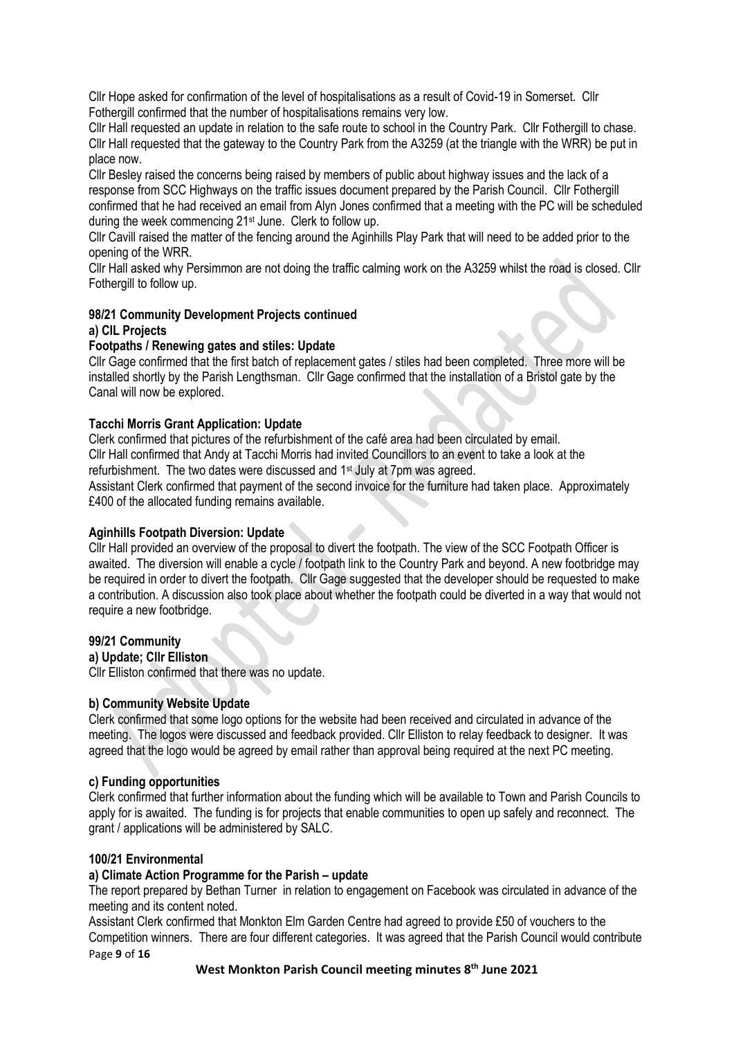Cllr Hope asked for confirmation of the level of hospitalisations as a result of Covid-19 in Somerset. Cllr Fothergill confirmed that the number of hospitalisations remains very low.

Cllr Hall requested an update in relation to the safe route to school in the Country Park. Cllr Fothergill to chase.

Cllr Hall requested that the gateway to the Country Park from the A3259 (at the triangle with the WRR) be put in place now.

Cllr Besley raised the concerns being raised by members of public about highway issues and the lack of a response from SCC Highways on the traffic issues document prepared by the Parish Council. Cllr Fothergill confirmed that he had received an email from Alyn Jones confirmed that a meeting with the PC will be scheduled during the week commencing 21st June. Clerk to follow up.

Cllr Cavill raised the matter of the fencing around the Aginhills Play Park that will need to be added prior to the opening of the WRR.

Cllr Hall asked why Persimmon are not doing the traffic calming work on the A3259 whilst the road is closed. Cllr Fothergill to follow up.

**98/21 Community Development Projects continued**

**a) CIL Projects**

**Footpaths / Renewing gates and stiles: Update**

Cllr Gage confirmed that the first batch of replacement gates / stiles had been completed. Three more will be installed shortly by the Parish Lengthsman. Cllr Gage confirmed that the installation of a Bristol gate by the Canal will now be explored.

**Tacchi Morris Grant Application: Update**

Clerk confirmed that pictures of the refurbishment of the café area had been circulated by email.

Cllr Hall confirmed that Andy at Tacchi Morris had invited Councillors to an event to take a look at the refurbishment. The two dates were discussed and 1st July at 7pm was agreed.

Assistant Clerk confirmed that payment of the second invoice for the furniture had taken place. Approximately £400 of the allocated funding remains available.

**Aginhills Footpath Diversion: Update**

Cllr Hall provided an overview of the proposal to divert the footpath. The view of the SCC Footpath Officer is awaited. The diversion will enable a cycle / footpath link to the Country Park and beyond. A new footbridge may be required in order to divert the footpath. Cllr Gage suggested that the developer should be requested to make a contribution. A discussion also took place about whether the footpath could be diverted in a way that would not require a new footbridge.

**99/21 Community**

**a) Update; Cllr Elliston**

Cllr Elliston confirmed that there was no update.

**b) Community Website Update**

Clerk confirmed that some logo options for the website had been received and circulated in advance of the meeting. The logos were discussed and feedback provided. Cllr Elliston to relay feedback to designer. It was agreed that the logo would be agreed by email rather than approval being required at the next PC meeting.

**c) Funding opportunities**

Clerk confirmed that further information about the funding which will be available to Town and Parish Councils to apply for is awaited. The funding is for projects that enable communities to open up safely and reconnect. The grant / applications will be administered by SALC.

**100/21 Environmental**

**a) Climate Action Programme for the Parish – update**

The report prepared by Bethan Turner in relation to engagement on Facebook was circulated in advance of the meeting and its content noted.

Assistant Clerk confirmed that Monkton Elm Garden Centre had agreed to provide £50 of vouchers to the Competition winners. There are four different categories. It was agreed that the Parish Council would contribute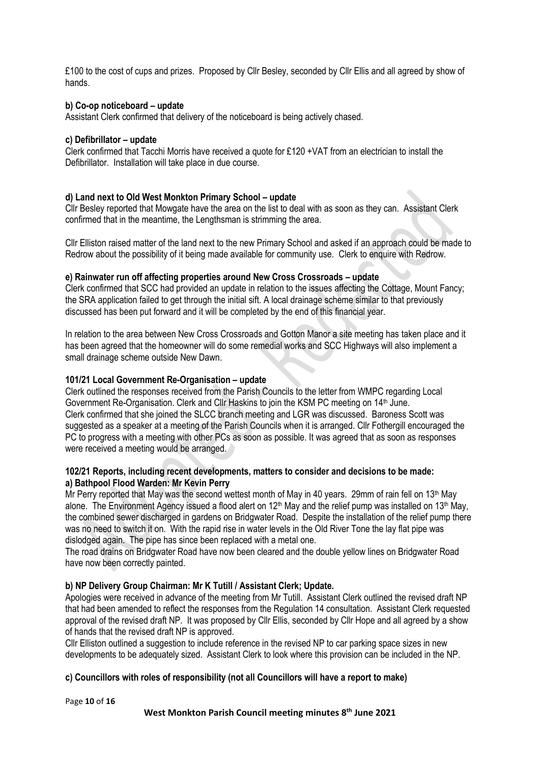£100 to the cost of cups and prizes. Proposed by Cllr Besley, seconded by Cllr Ellis and all agreed by show of hands.

**b) Co-op noticeboard – update**

Assistant Clerk confirmed that delivery of the noticeboard is being actively chased.

**c) Defibrillator – update**

Clerk confirmed that Tacchi Morris have received a quote for £120 +VAT from an electrician to install the Defibrillator. Installation will take place in due course.

**d) Land next to Old West Monkton Primary School – update**

Cllr Besley reported that Mowgate have the area on the list to deal with as soon as they can. Assistant Clerk confirmed that in the meantime, the Lengthsman is strimming the area.

Cllr Elliston raised matter of the land next to the new Primary School and asked if an approach could be made to Redrow about the possibility of it being made available for community use. Clerk to enquire with Redrow.

**e) Rainwater run off affecting properties around New Cross Crossroads – update**

Clerk confirmed that SCC had provided an update in relation to the issues affecting the Cottage, Mount Fancy; the SRA application failed to get through the initial sift. A local drainage scheme similar to that previously discussed has been put forward and it will be completed by the end of this financial year.

In relation to the area between New Cross Crossroads and Gotton Manor a site meeting has taken place and it has been agreed that the homeowner will do some remedial works and SCC Highways will also implement a small drainage scheme outside New Dawn.

**101/21 Local Government Re-Organisation – update**

Clerk outlined the responses received from the Parish Councils to the letter from WMPC regarding Local Government Re-Organisation. Clerk and Cllr Haskins to join the KSM PC meeting on 14th June.
Clerk confirmed that she joined the SLCC branch meeting and LGR was discussed. Baroness Scott was suggested as a speaker at a meeting of the Parish Councils when it is arranged. Cllr Fothergill encouraged the PC to progress with a meeting with other PCs as soon as possible. It was agreed that as soon as responses were received a meeting would be arranged.

**102/21 Reports, including recent developments, matters to consider and decisions to be made:**
**a) Bathpool Flood Warden: Mr Kevin Perry**

Mr Perry reported that May was the second wettest month of May in 40 years. 29mm of rain fell on 13th May alone. The Environment Agency issued a flood alert on 12th May and the relief pump was installed on 13th May, the combined sewer discharged in gardens on Bridgwater Road. Despite the installation of the relief pump there was no need to switch it on. With the rapid rise in water levels in the Old River Tone the lay flat pipe was dislodged again. The pipe has since been replaced with a metal one.
The road drains on Bridgwater Road have now been cleared and the double yellow lines on Bridgwater Road have now been correctly painted.

**b) NP Delivery Group Chairman: Mr K Tutill / Assistant Clerk; Update.**

Apologies were received in advance of the meeting from Mr Tutill. Assistant Clerk outlined the revised draft NP that had been amended to reflect the responses from the Regulation 14 consultation. Assistant Clerk requested approval of the revised draft NP. It was proposed by Cllr Ellis, seconded by Cllr Hope and all agreed by a show of hands that the revised draft NP is approved.
Cllr Elliston outlined a suggestion to include reference in the revised NP to car parking space sizes in new developments to be adequately sized. Assistant Clerk to look where this provision can be included in the NP.

**c) Councillors with roles of responsibility (not all Councillors will have a report to make)**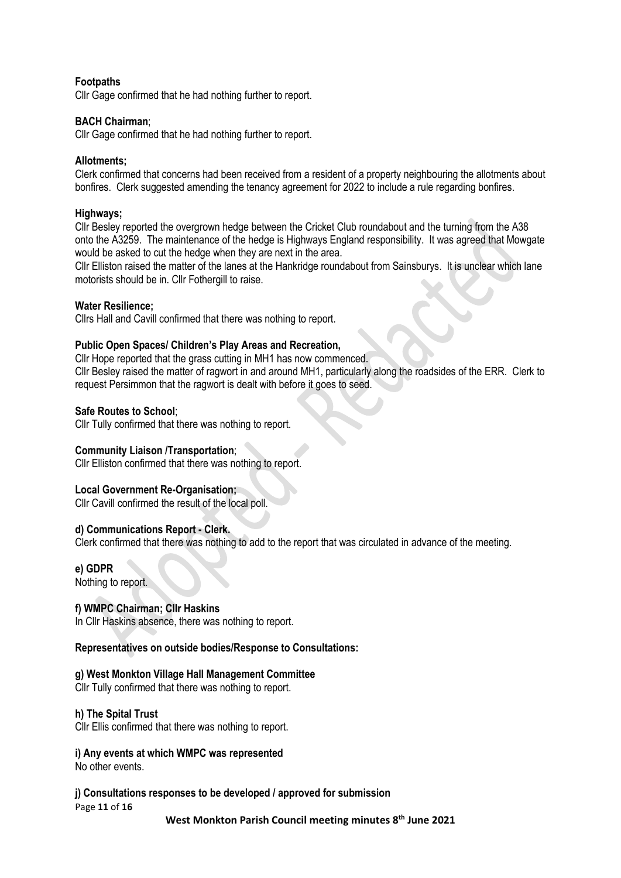**Footpaths**
Cllr Gage confirmed that he had nothing further to report.

**BACH Chairman**;
Cllr Gage confirmed that he had nothing further to report.

**Allotments;**
Clerk confirmed that concerns had been received from a resident of a property neighbouring the allotments about bonfires. Clerk suggested amending the tenancy agreement for 2022 to include a rule regarding bonfires.

**Highways;**
Cllr Besley reported the overgrown hedge between the Cricket Club roundabout and the turning from the A38 onto the A3259. The maintenance of the hedge is Highways England responsibility. It was agreed that Mowgate would be asked to cut the hedge when they are next in the area.
Cllr Elliston raised the matter of the lanes at the Hankridge roundabout from Sainsburys. It is unclear which lane motorists should be in. Cllr Fothergill to raise.

**Water Resilience;**
Cllrs Hall and Cavill confirmed that there was nothing to report.

**Public Open Spaces/ Children's Play Areas and Recreation,**
Cllr Hope reported that the grass cutting in MH1 has now commenced.
Cllr Besley raised the matter of ragwort in and around MH1, particularly along the roadsides of the ERR. Clerk to request Persimmon that the ragwort is dealt with before it goes to seed.

**Safe Routes to School**;
Cllr Tully confirmed that there was nothing to report.

**Community Liaison /Transportation**;
Cllr Elliston confirmed that there was nothing to report.

**Local Government Re-Organisation;**
Cllr Cavill confirmed the result of the local poll.

**d) Communications Report - Clerk.**
Clerk confirmed that there was nothing to add to the report that was circulated in advance of the meeting.

**e) GDPR**
Nothing to report.

**f) WMPC Chairman; Cllr Haskins**
In Cllr Haskins absence, there was nothing to report.

**Representatives on outside bodies/Response to Consultations:**

**g) West Monkton Village Hall Management Committee**
Cllr Tully confirmed that there was nothing to report.

**h) The Spital Trust**
Cllr Ellis confirmed that there was nothing to report.

**i) Any events at which WMPC was represented**
No other events.

**j) Consultations responses to be developed / approved for submission**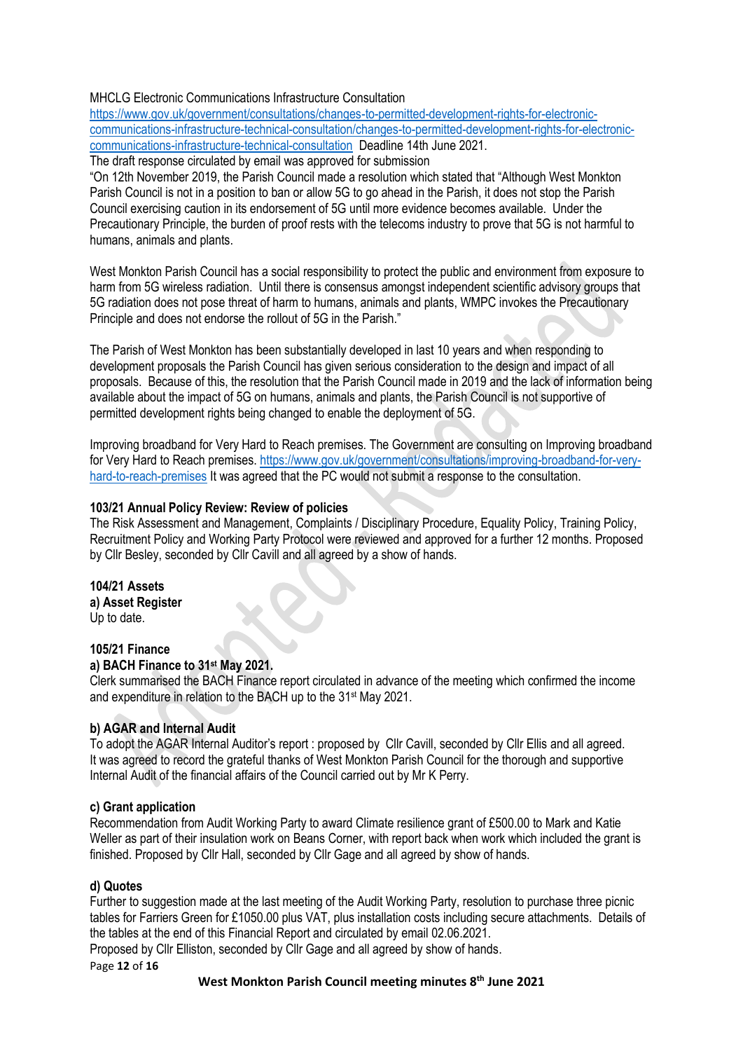MHCLG Electronic Communications Infrastructure Consultation
[https://www.gov.uk/government/consultations/changes-to-permitted-development-rights-for-electronic-communications-infrastructure-technical-consultation/changes-to-permitted-development-rights-for-electronic-communications-infrastructure-technical-consultation](https://www.gov.uk/government/consultations/changes-to-permitted-development-rights-for-electronic-communications-infrastructure-technical-consultation/changes-to-permitted-development-rights-for-electronic-communications-infrastructure-technical-consultation) Deadline 14th June 2021.
The draft response circulated by email was approved for submission
"On 12th November 2019, the Parish Council made a resolution which stated that "Although West Monkton Parish Council is not in a position to ban or allow 5G to go ahead in the Parish, it does not stop the Parish Council exercising caution in its endorsement of 5G until more evidence becomes available. Under the Precautionary Principle, the burden of proof rests with the telecoms industry to prove that 5G is not harmful to humans, animals and plants.

West Monkton Parish Council has a social responsibility to protect the public and environment from exposure to harm from 5G wireless radiation. Until there is consensus amongst independent scientific advisory groups that 5G radiation does not pose threat of harm to humans, animals and plants, WMPC invokes the Precautionary Principle and does not endorse the rollout of 5G in the Parish."

The Parish of West Monkton has been substantially developed in last 10 years and when responding to development proposals the Parish Council has given serious consideration to the design and impact of all proposals. Because of this, the resolution that the Parish Council made in 2019 and the lack of information being available about the impact of 5G on humans, animals and plants, the Parish Council is not supportive of permitted development rights being changed to enable the deployment of 5G.

Improving broadband for Very Hard to Reach premises. The Government are consulting on Improving broadband for Very Hard to Reach premises. [https://www.gov.uk/government/consultations/improving-broadband-for-very-hard-to-reach-premises](https://www.gov.uk/government/consultations/improving-broadband-for-very-hard-to-reach-premises) It was agreed that the PC would not submit a response to the consultation.

**103/21 Annual Policy Review: Review of policies**
The Risk Assessment and Management, Complaints / Disciplinary Procedure, Equality Policy, Training Policy, Recruitment Policy and Working Party Protocol were reviewed and approved for a further 12 months. Proposed by Cllr Besley, seconded by Cllr Cavill and all agreed by a show of hands.

**104/21 Assets**
**a) Asset Register**
Up to date.

**105/21 Finance**
**a) BACH Finance to 31st May 2021.**
Clerk summarised the BACH Finance report circulated in advance of the meeting which confirmed the income and expenditure in relation to the BACH up to the 31st May 2021.

**b) AGAR and Internal Audit**
To adopt the AGAR Internal Auditor's report : proposed by Cllr Cavill, seconded by Cllr Ellis and all agreed. It was agreed to record the grateful thanks of West Monkton Parish Council for the thorough and supportive Internal Audit of the financial affairs of the Council carried out by Mr K Perry.

**c) Grant application**
Recommendation from Audit Working Party to award Climate resilience grant of £500.00 to Mark and Katie Weller as part of their insulation work on Beans Corner, with report back when work which included the grant is finished. Proposed by Cllr Hall, seconded by Cllr Gage and all agreed by show of hands.

**d) Quotes**
Further to suggestion made at the last meeting of the Audit Working Party, resolution to purchase three picnic tables for Farriers Green for £1050.00 plus VAT, plus installation costs including secure attachments. Details of the tables at the end of this Financial Report and circulated by email 02.06.2021.
Proposed by Cllr Elliston, seconded by Cllr Gage and all agreed by show of hands.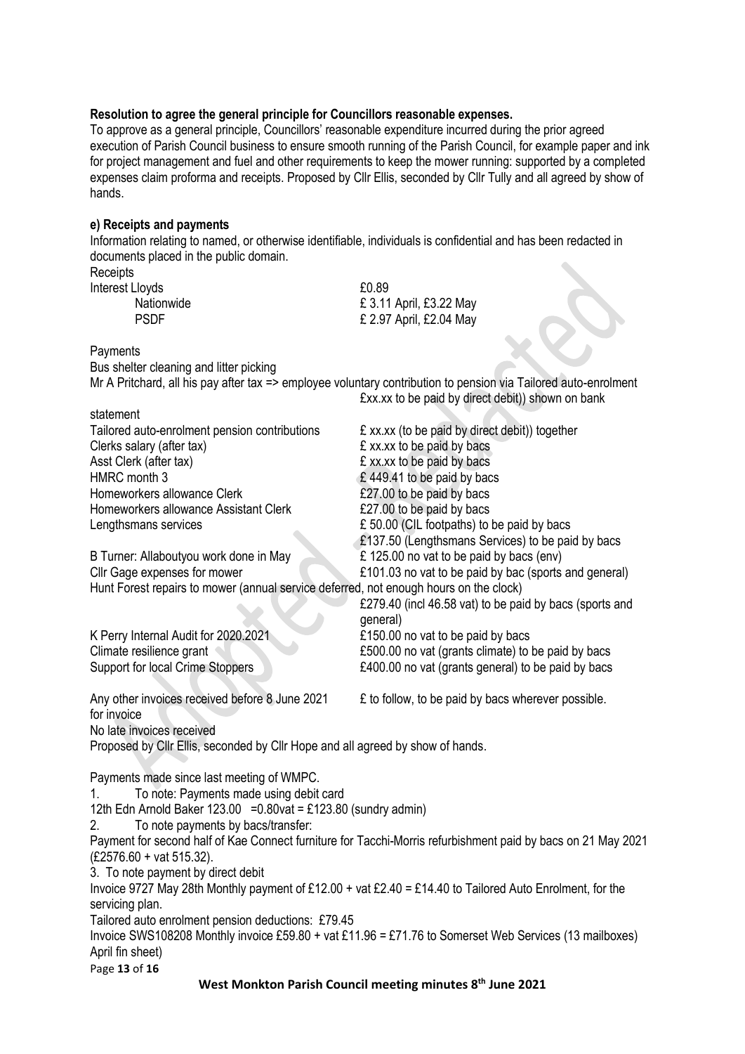**Resolution to agree the general principle for Councillors reasonable expenses.**

To approve as a general principle, Councillors' reasonable expenditure incurred during the prior agreed execution of Parish Council business to ensure smooth running of the Parish Council, for example paper and ink for project management and fuel and other requirements to keep the mower running: supported by a completed expenses claim proforma and receipts. Proposed by Cllr Ellis, seconded by Cllr Tully and all agreed by show of hands.

**e) Receipts and payments**

Information relating to named, or otherwise identifiable, individuals is confidential and has been redacted in documents placed in the public domain.

Receipts

| | |
|---|---|
| Interest Lloyds | £0.89 |
| Nationwide | £ 3.11 April, £3.22 May |
| PSDF | £ 2.97 April, £2.04 May |

Payments

Bus shelter cleaning and litter picking

Mr A Pritchard, all his pay after tax => employee voluntary contribution to pension via Tailored auto-enrolment £xx.xx to be paid by direct debit)) shown on bank statement

| | |
|---|---|
| Tailored auto-enrolment pension contributions | £ xx.xx (to be paid by direct debit)) together |
| Clerks salary (after tax) | £ xx.xx to be paid by bacs |
| Asst Clerk (after tax) | £ xx.xx to be paid by bacs |
| HMRC month 3 | £ 449.41 to be paid by bacs |
| Homeworkers allowance Clerk | £27.00 to be paid by bacs |
| Homeworkers allowance Assistant Clerk | £27.00 to be paid by bacs |
| Lengthsmans services | £ 50.00 (CIL footpaths) to be paid by bacs<br>£137.50 (Lengthsmans Services) to be paid by bacs |
| B Turner: Allaboutyou work done in May | £ 125.00 no vat to be paid by bacs (env) |
| Cllr Gage expenses for mower | £101.03 no vat to be paid by bac (sports and general) |

Hunt Forest repairs to mower (annual service deferred, not enough hours on the clock)
£279.40 (incl 46.58 vat) to be paid by bacs (sports and general)

| | |
|---|---|
| K Perry Internal Audit for 2020.2021 | £150.00 no vat to be paid by bacs |
| Climate resilience grant | £500.00 no vat (grants climate) to be paid by bacs |
| Support for local Crime Stoppers | £400.00 no vat (grants general) to be paid by bacs |

Any other invoices received before 8 June 2021 for invoice £ to follow, to be paid by bacs wherever possible.

No late invoices received

Proposed by Cllr Ellis, seconded by Cllr Hope and all agreed by show of hands.

Payments made since last meeting of WMPC.

1. To note: Payments made using debit card

12th Edn Arnold Baker 123.00 =0.80vat = £123.80 (sundry admin)

2. To note payments by bacs/transfer:

Payment for second half of Kae Connect furniture for Tacchi-Morris refurbishment paid by bacs on 21 May 2021 (£2576.60 + vat 515.32).

3. To note payment by direct debit

Invoice 9727 May 28th Monthly payment of £12.00 + vat £2.40 = £14.40 to Tailored Auto Enrolment, for the servicing plan.

Tailored auto enrolment pension deductions: £79.45

Invoice SWS108208 Monthly invoice £59.80 + vat £11.96 = £71.76 to Somerset Web Services (13 mailboxes) April fin sheet)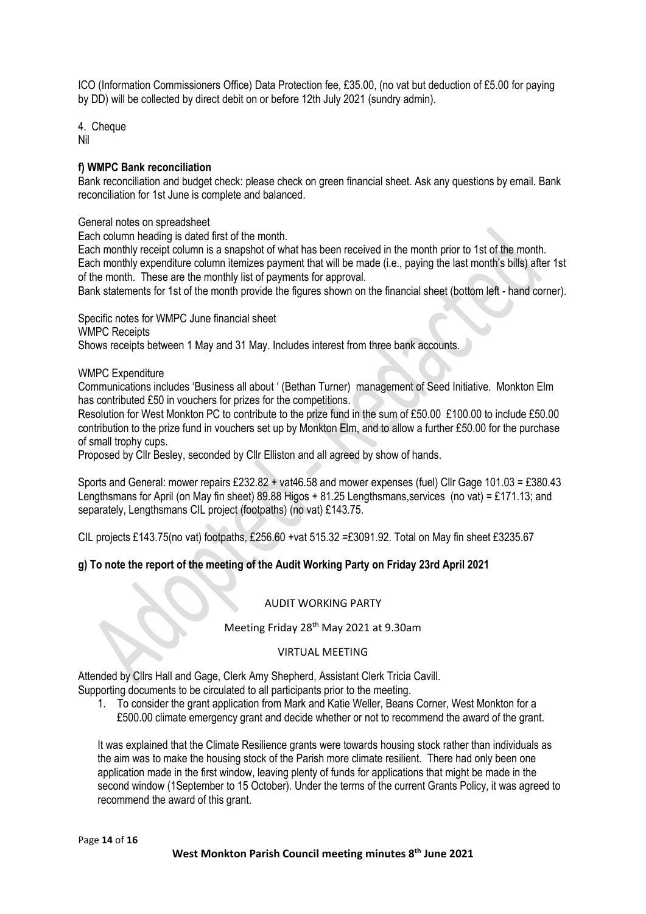ICO (Information Commissioners Office) Data Protection fee, £35.00, (no vat but deduction of £5.00 for paying by DD) will be collected by direct debit on or before 12th July 2021 (sundry admin).

4. Cheque
Nil

**f) WMPC Bank reconciliation**

Bank reconciliation and budget check: please check on green financial sheet. Ask any questions by email. Bank reconciliation for 1st June is complete and balanced.

General notes on spreadsheet

Each column heading is dated first of the month.

Each monthly receipt column is a snapshot of what has been received in the month prior to 1st of the month.

Each monthly expenditure column itemizes payment that will be made (i.e., paying the last month's bills) after 1st of the month. These are the monthly list of payments for approval.

Bank statements for 1st of the month provide the figures shown on the financial sheet (bottom left - hand corner).

Specific notes for WMPC June financial sheet

WMPC Receipts

Shows receipts between 1 May and 31 May. Includes interest from three bank accounts.

WMPC Expenditure

Communications includes 'Business all about ' (Bethan Turner) management of Seed Initiative. Monkton Elm has contributed £50 in vouchers for prizes for the competitions.

Resolution for West Monkton PC to contribute to the prize fund in the sum of £50.00 £100.00 to include £50.00 contribution to the prize fund in vouchers set up by Monkton Elm, and to allow a further £50.00 for the purchase of small trophy cups.

Proposed by Cllr Besley, seconded by Cllr Elliston and all agreed by show of hands.

Sports and General: mower repairs £232.82 + vat46.58 and mower expenses (fuel) Cllr Gage 101.03 = £380.43

Lengthsmans for April (on May fin sheet) 89.88 Higos + 81.25 Lengthsmans,services (no vat) = £171.13; and separately, Lengthsmans CIL project (footpaths) (no vat) £143.75.

CIL projects £143.75(no vat) footpaths, £256.60 +vat 515.32 =£3091.92. Total on May fin sheet £3235.67

**g) To note the report of the meeting of the Audit Working Party on Friday 23rd April 2021**

AUDIT WORKING PARTY

Meeting Friday 28th May 2021 at 9.30am

VIRTUAL MEETING

Attended by Cllrs Hall and Gage, Clerk Amy Shepherd, Assistant Clerk Tricia Cavill.

Supporting documents to be circulated to all participants prior to the meeting.

1. To consider the grant application from Mark and Katie Weller, Beans Corner, West Monkton for a £500.00 climate emergency grant and decide whether or not to recommend the award of the grant.

   It was explained that the Climate Resilience grants were towards housing stock rather than individuals as the aim was to make the housing stock of the Parish more climate resilient. There had only been one application made in the first window, leaving plenty of funds for applications that might be made in the second window (1September to 15 October). Under the terms of the current Grants Policy, it was agreed to recommend the award of this grant.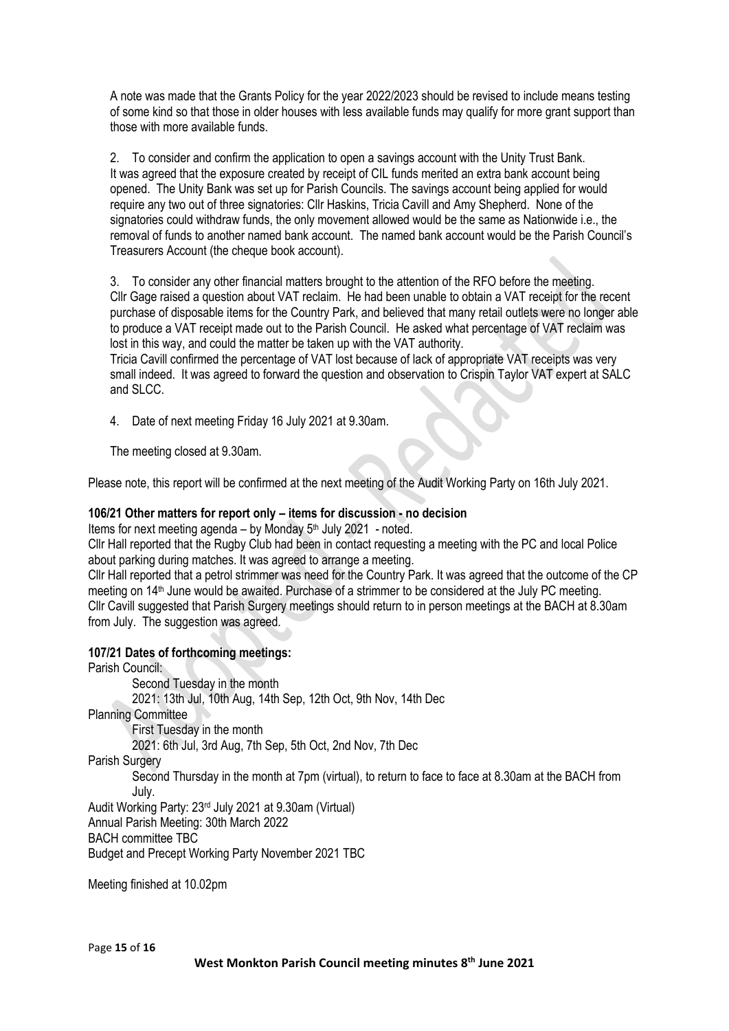A note was made that the Grants Policy for the year 2022/2023 should be revised to include means testing of some kind so that those in older houses with less available funds may qualify for more grant support than those with more available funds.

2. To consider and confirm the application to open a savings account with the Unity Trust Bank.
It was agreed that the exposure created by receipt of CIL funds merited an extra bank account being opened. The Unity Bank was set up for Parish Councils. The savings account being applied for would require any two out of three signatories: Cllr Haskins, Tricia Cavill and Amy Shepherd. None of the signatories could withdraw funds, the only movement allowed would be the same as Nationwide i.e., the removal of funds to another named bank account. The named bank account would be the Parish Council's Treasurers Account (the cheque book account).

3. To consider any other financial matters brought to the attention of the RFO before the meeting.
Cllr Gage raised a question about VAT reclaim. He had been unable to obtain a VAT receipt for the recent purchase of disposable items for the Country Park, and believed that many retail outlets were no longer able to produce a VAT receipt made out to the Parish Council. He asked what percentage of VAT reclaim was lost in this way, and could the matter be taken up with the VAT authority.
Tricia Cavill confirmed the percentage of VAT lost because of lack of appropriate VAT receipts was very small indeed. It was agreed to forward the question and observation to Crispin Taylor VAT expert at SALC and SLCC.

4. Date of next meeting Friday 16 July 2021 at 9.30am.

The meeting closed at 9.30am.

Please note, this report will be confirmed at the next meeting of the Audit Working Party on 16th July 2021.

**106/21 Other matters for report only – items for discussion - no decision**

Items for next meeting agenda – by Monday 5th July 2021 - noted.
Cllr Hall reported that the Rugby Club had been in contact requesting a meeting with the PC and local Police about parking during matches. It was agreed to arrange a meeting.
Cllr Hall reported that a petrol strimmer was need for the Country Park. It was agreed that the outcome of the CP meeting on 14th June would be awaited. Purchase of a strimmer to be considered at the July PC meeting.
Cllr Cavill suggested that Parish Surgery meetings should return to in person meetings at the BACH at 8.30am from July. The suggestion was agreed.

**107/21 Dates of forthcoming meetings:**

Parish Council:
  Second Tuesday in the month
  2021: 13th Jul, 10th Aug, 14th Sep, 12th Oct, 9th Nov, 14th Dec
Planning Committee
  First Tuesday in the month
  2021: 6th Jul, 3rd Aug, 7th Sep, 5th Oct, 2nd Nov, 7th Dec
Parish Surgery
  Second Thursday in the month at 7pm (virtual), to return to face to face at 8.30am at the BACH from July.
Audit Working Party: 23rd July 2021 at 9.30am (Virtual)
Annual Parish Meeting: 30th March 2022
BACH committee TBC
Budget and Precept Working Party November 2021 TBC

Meeting finished at 10.02pm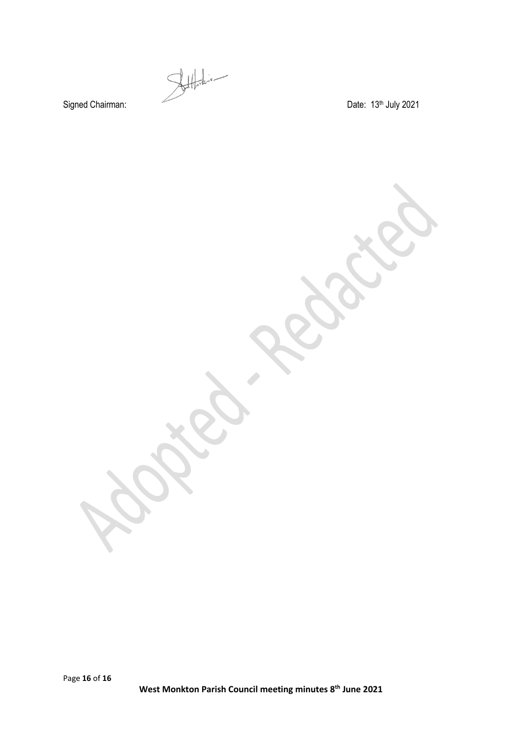Signed Chairman: Date: 13th July 2021

Adopted - Redacted